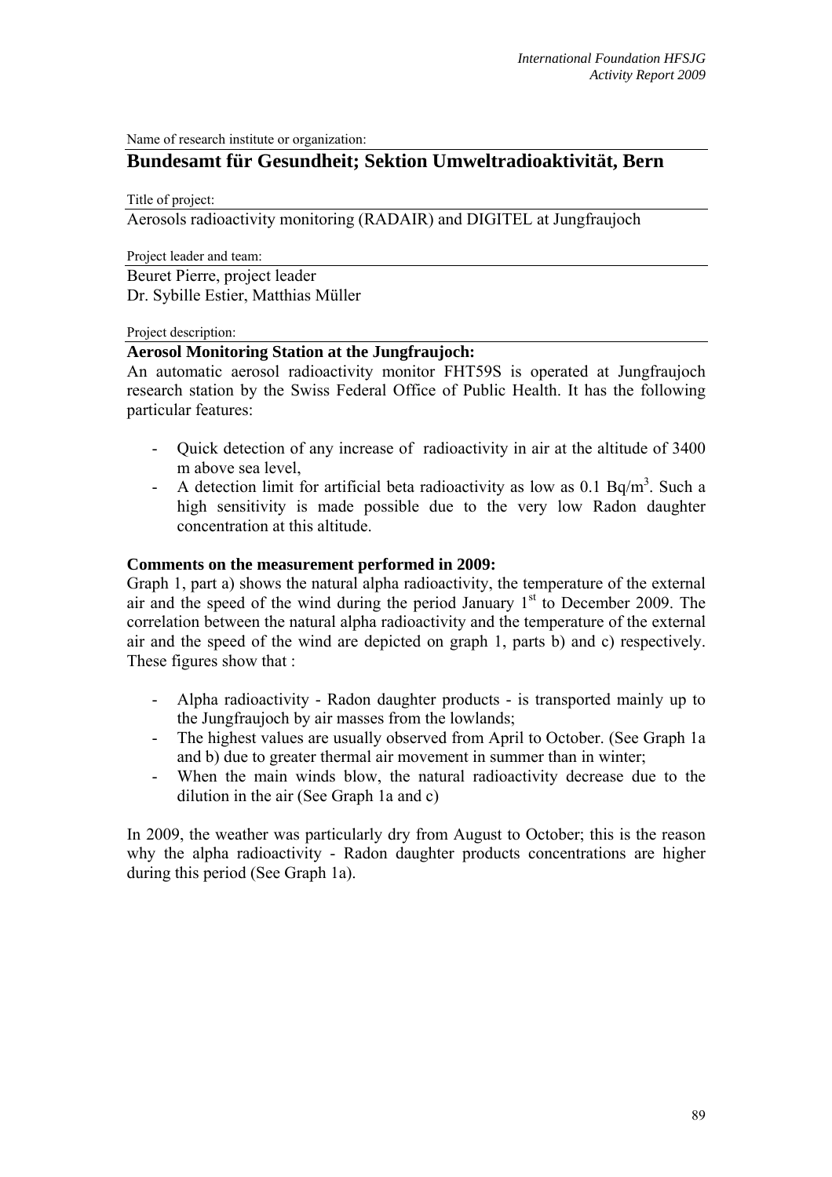Name of research institute or organization:

## Bundesamt für Gesundheit; Sektion Umweltradioaktivität, Bern

Title of project:

Aerosols radioactivity monitoring (RADAIR) and DIGITEL at Jungfraujoch

Project leader and team:

Beuret Pierre, project leader
Dr. Sybille Estier, Matthias Müller

Project description:

**Aerosol Monitoring Station at the Jungfraujoch:**

An automatic aerosol radioactivity monitor FHT59S is operated at Jungfraujoch research station by the Swiss Federal Office of Public Health. It has the following particular features:

- Quick detection of any increase of radioactivity in air at the altitude of 3400 m above sea level,
- A detection limit for artificial beta radioactivity as low as 0.1 Bq/m$^3$. Such a high sensitivity is made possible due to the very low Radon daughter concentration at this altitude.

**Comments on the measurement performed in 2009:**

Graph 1, part a) shows the natural alpha radioactivity, the temperature of the external air and the speed of the wind during the period January 1$^{st}$ to December 2009. The correlation between the natural alpha radioactivity and the temperature of the external air and the speed of the wind are depicted on graph 1, parts b) and c) respectively. These figures show that :

- Alpha radioactivity - Radon daughter products - is transported mainly up to the Jungfraujoch by air masses from the lowlands;
- The highest values are usually observed from April to October. (See Graph 1a and b) due to greater thermal air movement in summer than in winter;
- When the main winds blow, the natural radioactivity decrease due to the dilution in the air (See Graph 1a and c)

In 2009, the weather was particularly dry from August to October; this is the reason why the alpha radioactivity - Radon daughter products concentrations are higher during this period (See Graph 1a).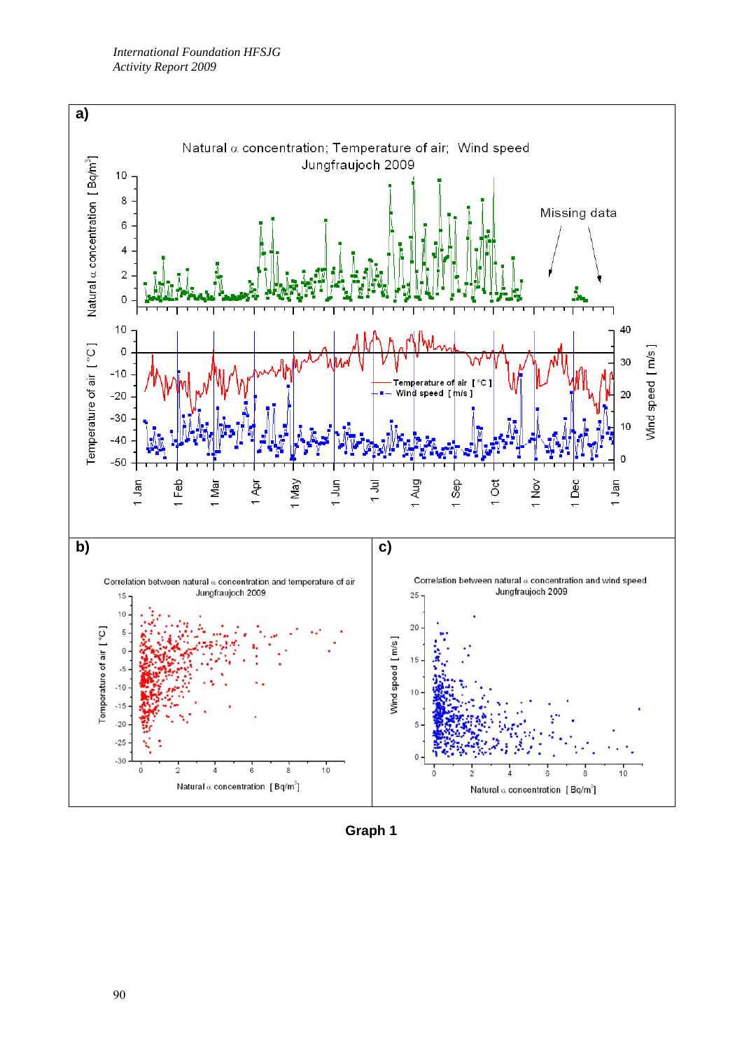**Graph 1**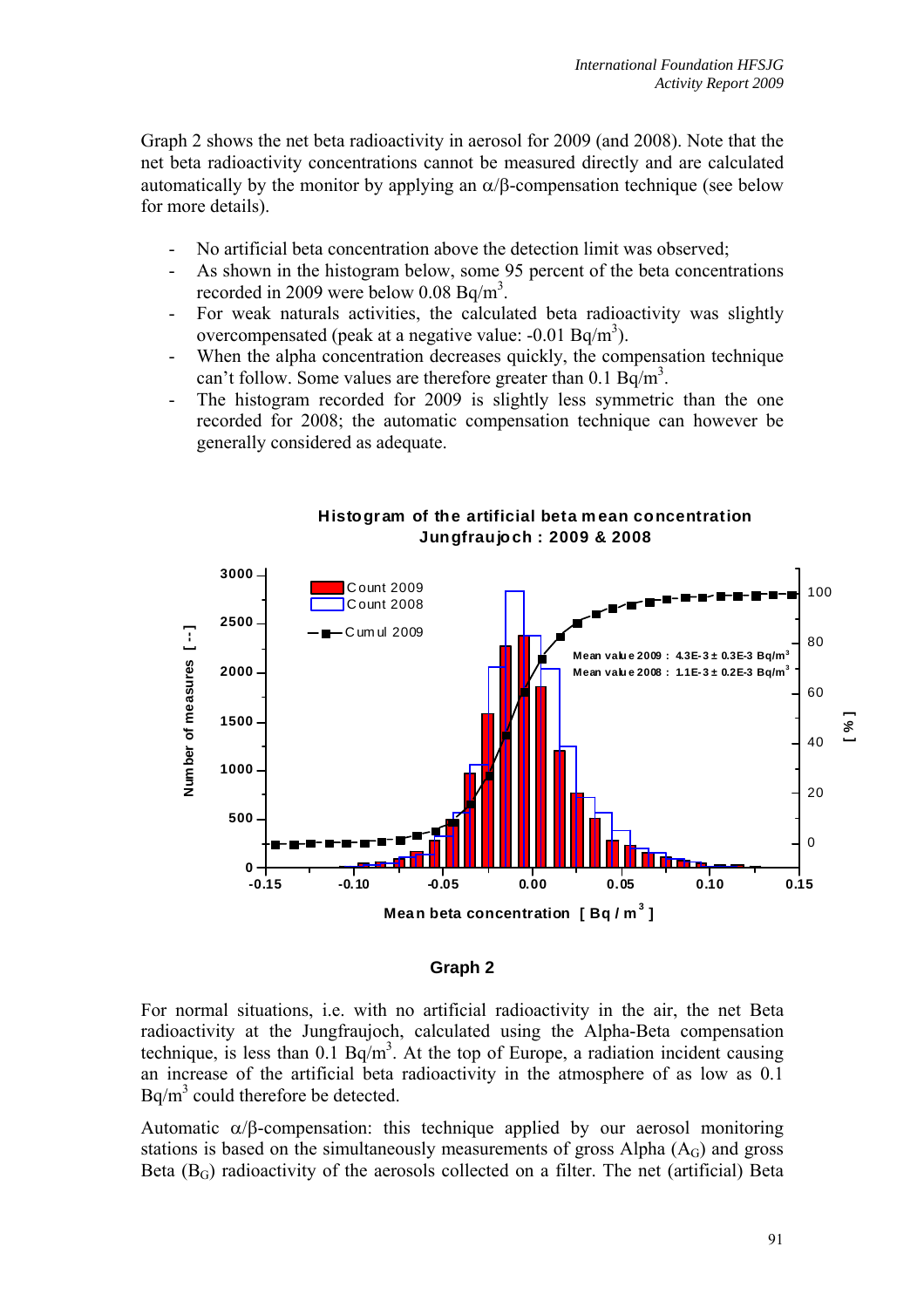Graph 2 shows the net beta radioactivity in aerosol for 2009 (and 2008). Note that the net beta radioactivity concentrations cannot be measured directly and are calculated automatically by the monitor by applying an $\alpha/\beta$-compensation technique (see below for more details).

- No artificial beta concentration above the detection limit was observed;
- As shown in the histogram below, some 95 percent of the beta concentrations recorded in 2009 were below 0.08 Bq/m$^3$.
- For weak naturals activities, the calculated beta radioactivity was slightly overcompensated (peak at a negative value: -0.01 Bq/m$^3$).
- When the alpha concentration decreases quickly, the compensation technique can't follow. Some values are therefore greater than 0.1 Bq/m$^3$.
- The histogram recorded for 2009 is slightly less symmetric than the one recorded for 2008; the automatic compensation technique can however be generally considered as adequate.

**Histogram of the artificial beta mean concentration Jungfraujoch : 2009 & 2008**

Mean value 2009 : 4.3E-3 ± 0.3E-3 Bq/m$^3$
Mean value 2008 : 1.1E-3 ± 0.2E-3 Bq/m$^3$

**Graph 2**

For normal situations, i.e. with no artificial radioactivity in the air, the net Beta radioactivity at the Jungfraujoch, calculated using the Alpha-Beta compensation technique, is less than 0.1 Bq/m$^3$. At the top of Europe, a radiation incident causing an increase of the artificial beta radioactivity in the atmosphere of as low as 0.1 Bq/m$^3$ could therefore be detected.

Automatic $\alpha/\beta$-compensation: this technique applied by our aerosol monitoring stations is based on the simultaneously measurements of gross Alpha ($A_G$) and gross Beta ($B_G$) radioactivity of the aerosols collected on a filter. The net (artificial) Beta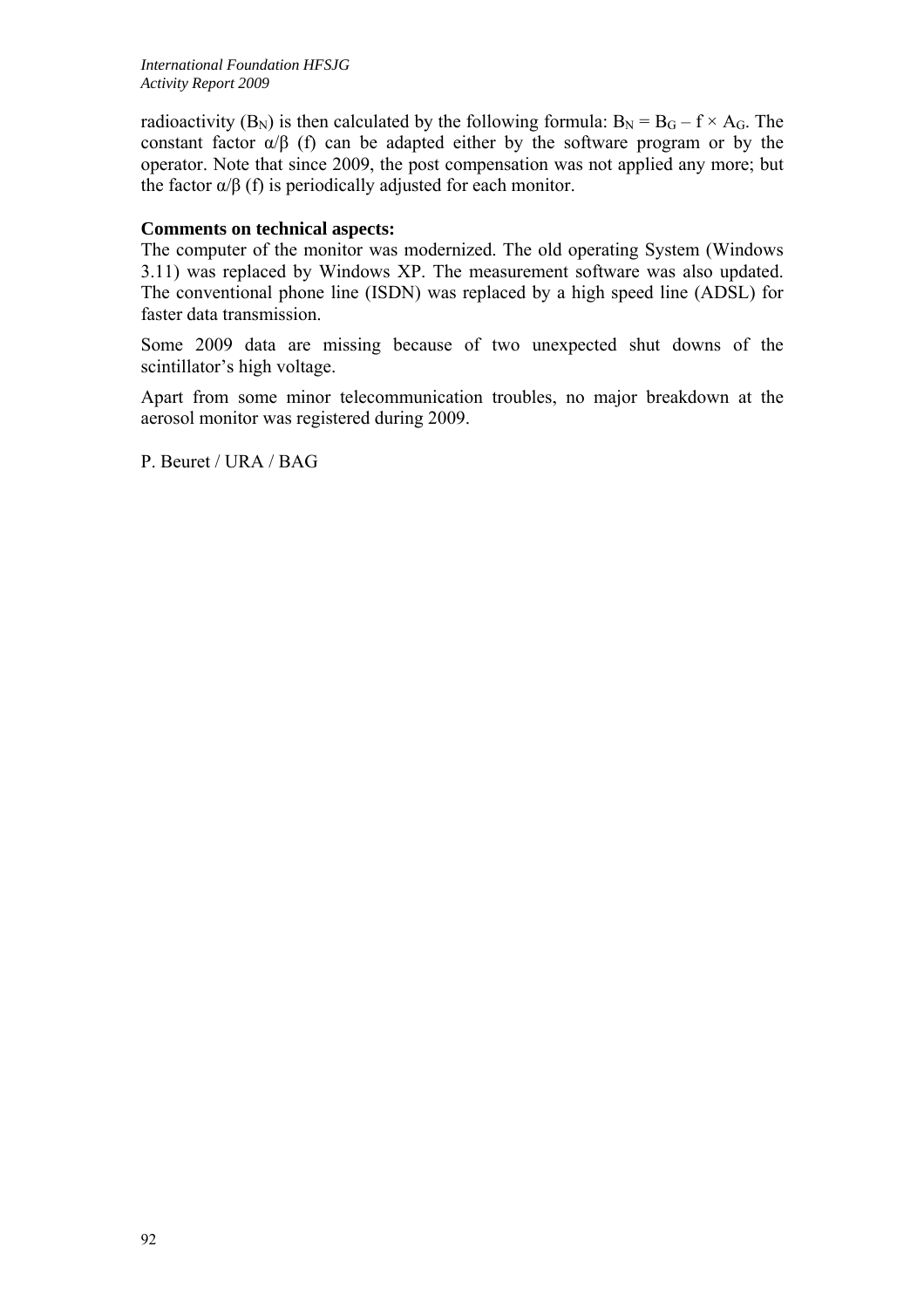radioactivity ($B_N$) is then calculated by the following formula: $B_N = B_G - f \times A_G$. The constant factor α/β (f) can be adapted either by the software program or by the operator. Note that since 2009, the post compensation was not applied any more; but the factor α/β (f) is periodically adjusted for each monitor.

**Comments on technical aspects:**

The computer of the monitor was modernized. The old operating System (Windows 3.11) was replaced by Windows XP. The measurement software was also updated. The conventional phone line (ISDN) was replaced by a high speed line (ADSL) for faster data transmission.

Some 2009 data are missing because of two unexpected shut downs of the scintillator's high voltage.

Apart from some minor telecommunication troubles, no major breakdown at the aerosol monitor was registered during 2009.

P. Beuret / URA / BAG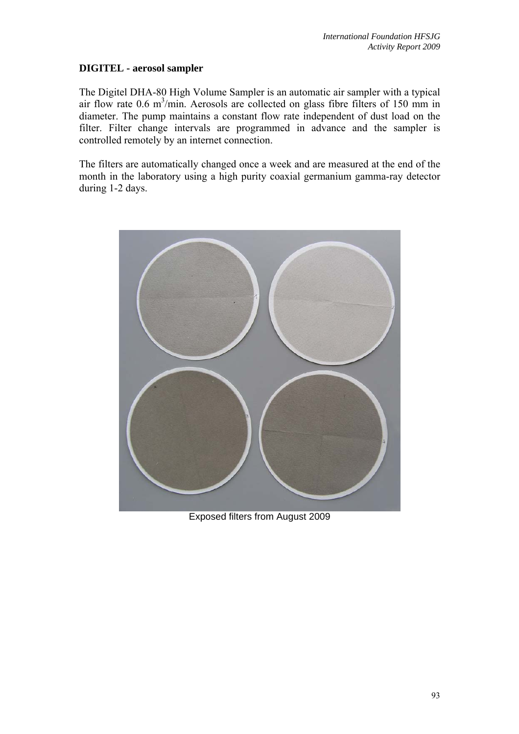**DIGITEL - aerosol sampler**

The Digitel DHA-80 High Volume Sampler is an automatic air sampler with a typical air flow rate 0.6 $m^3$/min. Aerosols are collected on glass fibre filters of 150 mm in diameter. The pump maintains a constant flow rate independent of dust load on the filter. Filter change intervals are programmed in advance and the sampler is controlled remotely by an internet connection.

The filters are automatically changed once a week and are measured at the end of the month in the laboratory using a high purity coaxial germanium gamma-ray detector during 1-2 days.

Exposed filters from August 2009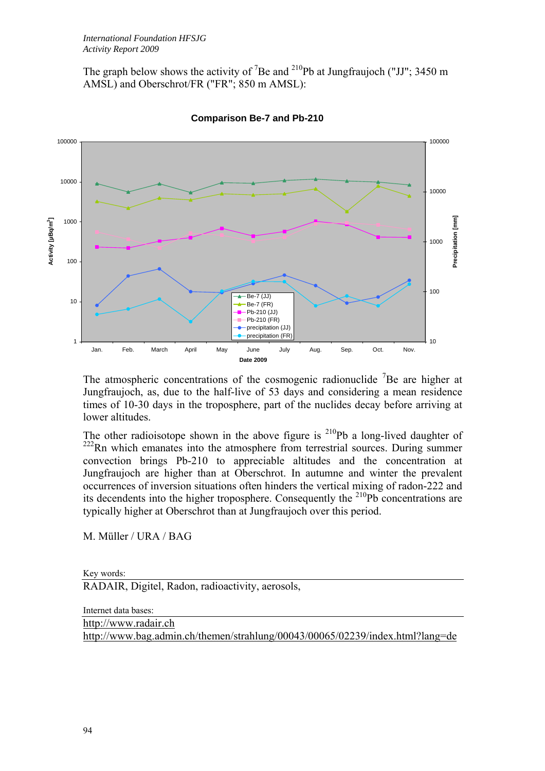The graph below shows the activity of $^{7}$Be and $^{210}$Pb at Jungfraujoch ("JJ"; 3450 m AMSL) and Oberschrot/FR ("FR"; 850 m AMSL):

**Comparison Be-7 and Pb-210**

The atmospheric concentrations of the cosmogenic radionuclide $^{7}$Be are higher at Jungfraujoch, as, due to the half-live of 53 days and considering a mean residence times of 10-30 days in the troposphere, part of the nuclides decay before arriving at lower altitudes.

The other radioisotope shown in the above figure is $^{210}$Pb a long-lived daughter of $^{222}$Rn which emanates into the atmosphere from terrestrial sources. During summer convection brings Pb-210 to appreciable altitudes and the concentration at Jungfraujoch are higher than at Oberschrot. In autumne and winter the prevalent occurrences of inversion situations often hinders the vertical mixing of radon-222 and its decendents into the higher troposphere. Consequently the $^{210}$Pb concentrations are typically higher at Oberschrot than at Jungfraujoch over this period.

M. Müller / URA / BAG

Key words:

RADAIR, Digitel, Radon, radioactivity, aerosols,

Internet data bases:

http://www.radair.ch

http://www.bag.admin.ch/themen/strahlung/00043/00065/02239/index.html?lang=de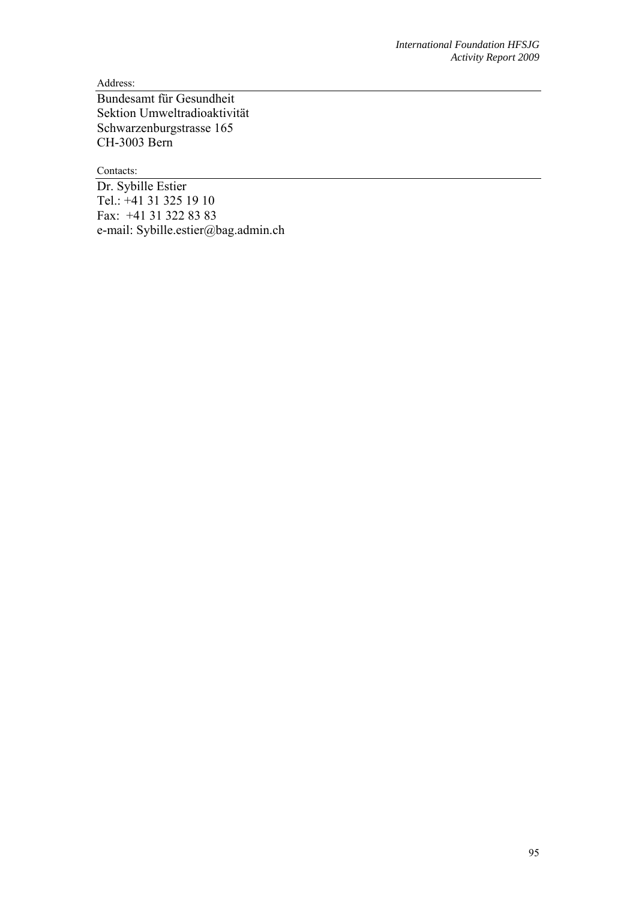Address:

Bundesamt für Gesundheit
Sektion Umweltradioaktivität
Schwarzenburgstrasse 165
CH-3003 Bern

Contacts:

Dr. Sybille Estier
Tel.: +41 31 325 19 10
Fax: +41 31 322 83 83
e-mail: Sybille.estier@bag.admin.ch